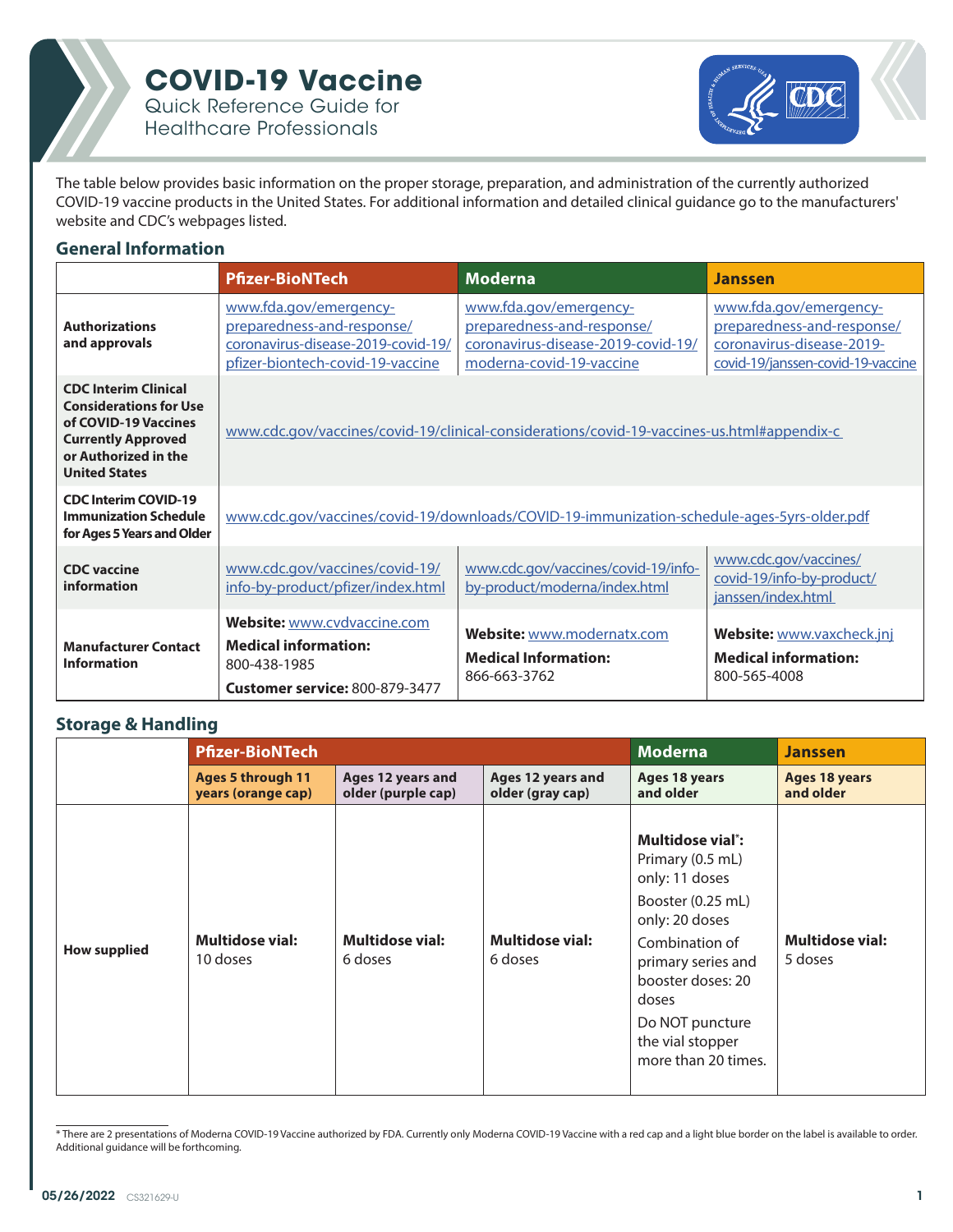# COVID-19 Vaccine

Quick Reference Guide for Healthcare Professionals

The table below provides basic information on the proper storage, preparation, and administration of the currently authorized COVID-19 vaccine products in the United States. For additional information and detailed clinical guidance go to the manufacturers' website and CDC's webpages listed.

## General Information

| | Pfizer-BioNTech | Moderna | Janssen |
|---|---|---|---|
| **Authorizations and approvals** | www.fda.gov/emergency-preparedness-and-response/coronavirus-disease-2019-covid-19/pfizer-biontech-covid-19-vaccine | www.fda.gov/emergency-preparedness-and-response/coronavirus-disease-2019-covid-19/moderna-covid-19-vaccine | www.fda.gov/emergency-preparedness-and-response/coronavirus-disease-2019-covid-19/janssen-covid-19-vaccine |
| **CDC Interim Clinical Considerations for Use of COVID-19 Vaccines Currently Approved or Authorized in the United States** | www.cdc.gov/vaccines/covid-19/clinical-considerations/covid-19-vaccines-us.html#appendix-c | | |
| **CDC Interim COVID-19 Immunization Schedule for Ages 5 Years and Older** | www.cdc.gov/vaccines/covid-19/downloads/COVID-19-immunization-schedule-ages-5yrs-older.pdf | | |
| **CDC vaccine information** | www.cdc.gov/vaccines/covid-19/info-by-product/pfizer/index.html | www.cdc.gov/vaccines/covid-19/info-by-product/moderna/index.html | www.cdc.gov/vaccines/covid-19/info-by-product/janssen/index.html |
| **Manufacturer Contact Information** | **Website:** www.cvdvaccine.com<br>**Medical information:** 800-438-1985<br>**Customer service:** 800-879-3477 | **Website:** www.modernatx.com<br>**Medical Information:** 866-663-3762 | **Website:** www.vaxcheck.jnj<br>**Medical information:** 800-565-4008 |

## Storage & Handling

| | Pfizer-BioNTech | | | Moderna | Janssen |
|---|---|---|---|---|---|
| | **Ages 5 through 11 years (orange cap)** | **Ages 12 years and older (purple cap)** | **Ages 12 years and older (gray cap)** | **Ages 18 years and older** | **Ages 18 years and older** |
| **How supplied** | **Multidose vial:** 10 doses | **Multidose vial:** 6 doses | **Multidose vial:** 6 doses | **Multidose vial*:**<br>Primary (0.5 mL) only: 11 doses<br>Booster (0.25 mL) only: 20 doses<br>Combination of primary series and booster doses: 20 doses<br>Do NOT puncture the vial stopper more than 20 times. | **Multidose vial:** 5 doses |

* There are 2 presentations of Moderna COVID-19 Vaccine authorized by FDA. Currently only Moderna COVID-19 Vaccine with a red cap and a light blue border on the label is available to order. Additional guidance will be forthcoming.

05/26/2022 CS321629-U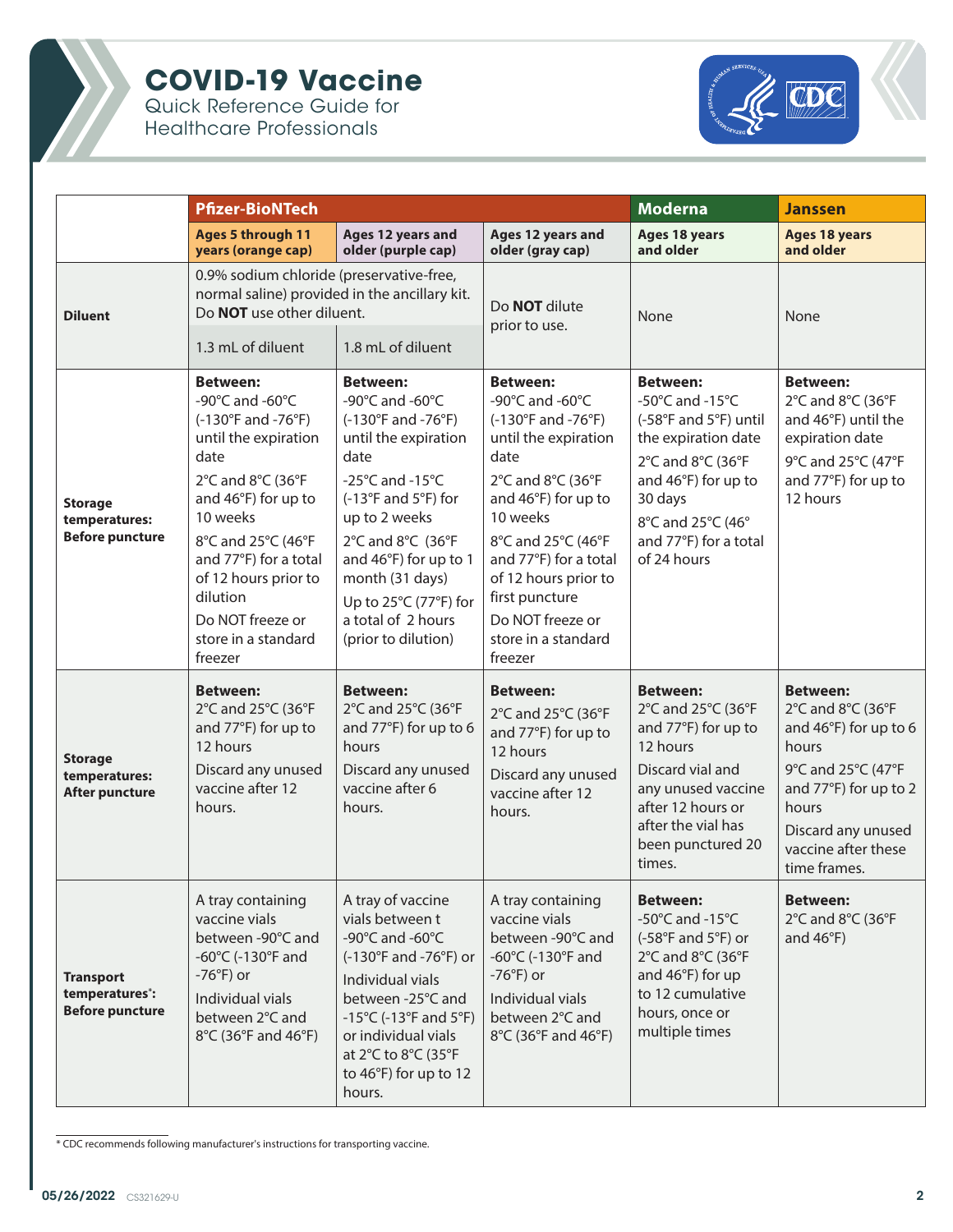# COVID-19 Vaccine

Quick Reference Guide for Healthcare Professionals

| | Pfizer-BioNTech | | | Moderna | Janssen |
|---|---|---|---|---|---|
| | **Ages 5 through 11 years (orange cap)** | **Ages 12 years and older (purple cap)** | **Ages 12 years and older (gray cap)** | **Ages 18 years and older** | **Ages 18 years and older** |
| **Diluent** | 0.9% sodium chloride (preservative-free, normal saline) provided in the ancillary kit. Do **NOT** use other diluent.<br>1.3 mL of diluent | 0.9% sodium chloride (preservative-free, normal saline) provided in the ancillary kit. Do **NOT** use other diluent.<br>1.8 mL of diluent | Do **NOT** dilute prior to use. | None | None |
| **Storage temperatures: Before puncture** | **Between:**<br>-90°C and -60°C (-130°F and -76°F) until the expiration date<br>2°C and 8°C (36°F and 46°F) for up to 10 weeks<br>8°C and 25°C (46°F and 77°F) for a total of 12 hours prior to dilution<br>Do NOT freeze or store in a standard freezer | **Between:**<br>-90°C and -60°C (-130°F and -76°F) until the expiration date<br>-25°C and -15°C (-13°F and 5°F) for up to 2 weeks<br>2°C and 8°C (36°F and 46°F) for up to 1 month (31 days)<br>Up to 25°C (77°F) for a total of 2 hours (prior to dilution) | **Between:**<br>-90°C and -60°C (-130°F and -76°F) until the expiration date<br>2°C and 8°C (36°F and 46°F) for up to 10 weeks<br>8°C and 25°C (46°F and 77°F) for a total of 12 hours prior to first puncture<br>Do NOT freeze or store in a standard freezer | **Between:**<br>-50°C and -15°C (-58°F and 5°F) until the expiration date<br>2°C and 8°C (36°F and 46°F) for up to 30 days<br>8°C and 25°C (46° and 77°F) for a total of 24 hours | **Between:**<br>2°C and 8°C (36°F and 46°F) until the expiration date<br>9°C and 25°C (47°F and 77°F) for up to 12 hours |
| **Storage temperatures: After puncture** | **Between:**<br>2°C and 25°C (36°F and 77°F) for up to 12 hours<br>Discard any unused vaccine after 12 hours. | **Between:**<br>2°C and 25°C (36°F and 77°F) for up to 6 hours<br>Discard any unused vaccine after 6 hours. | **Between:**<br>2°C and 25°C (36°F and 77°F) for up to 12 hours<br>Discard any unused vaccine after 12 hours. | **Between:**<br>2°C and 25°C (36°F and 77°F) for up to 12 hours<br>Discard vial and any unused vaccine after 12 hours or after the vial has been punctured 20 times. | **Between:**<br>2°C and 8°C (36°F and 46°F) for up to 6 hours<br>9°C and 25°C (47°F and 77°F) for up to 2 hours<br>Discard any unused vaccine after these time frames. |
| **Transport temperatures\*: Before puncture** | A tray containing vaccine vials between -90°C and -60°C (-130°F and -76°F) or<br>Individual vials between 2°C and 8°C (36°F and 46°F) | A tray of vaccine vials between t -90°C and -60°C (-130°F and -76°F) or<br>Individual vials between -25°C and -15°C (-13°F and 5°F) or individual vials at 2°C to 8°C (35°F to 46°F) for up to 12 hours. | A tray containing vaccine vials between -90°C and -60°C (-130°F and -76°F) or<br>Individual vials between 2°C and 8°C (36°F and 46°F) | **Between:**<br>-50°C and -15°C (-58°F and 5°F) or 2°C and 8°C (36°F and 46°F) for up to 12 cumulative hours, once or multiple times | **Between:**<br>2°C and 8°C (36°F and 46°F) |

\* CDC recommends following manufacturer's instructions for transporting vaccine.

05/26/2022 CS321629-U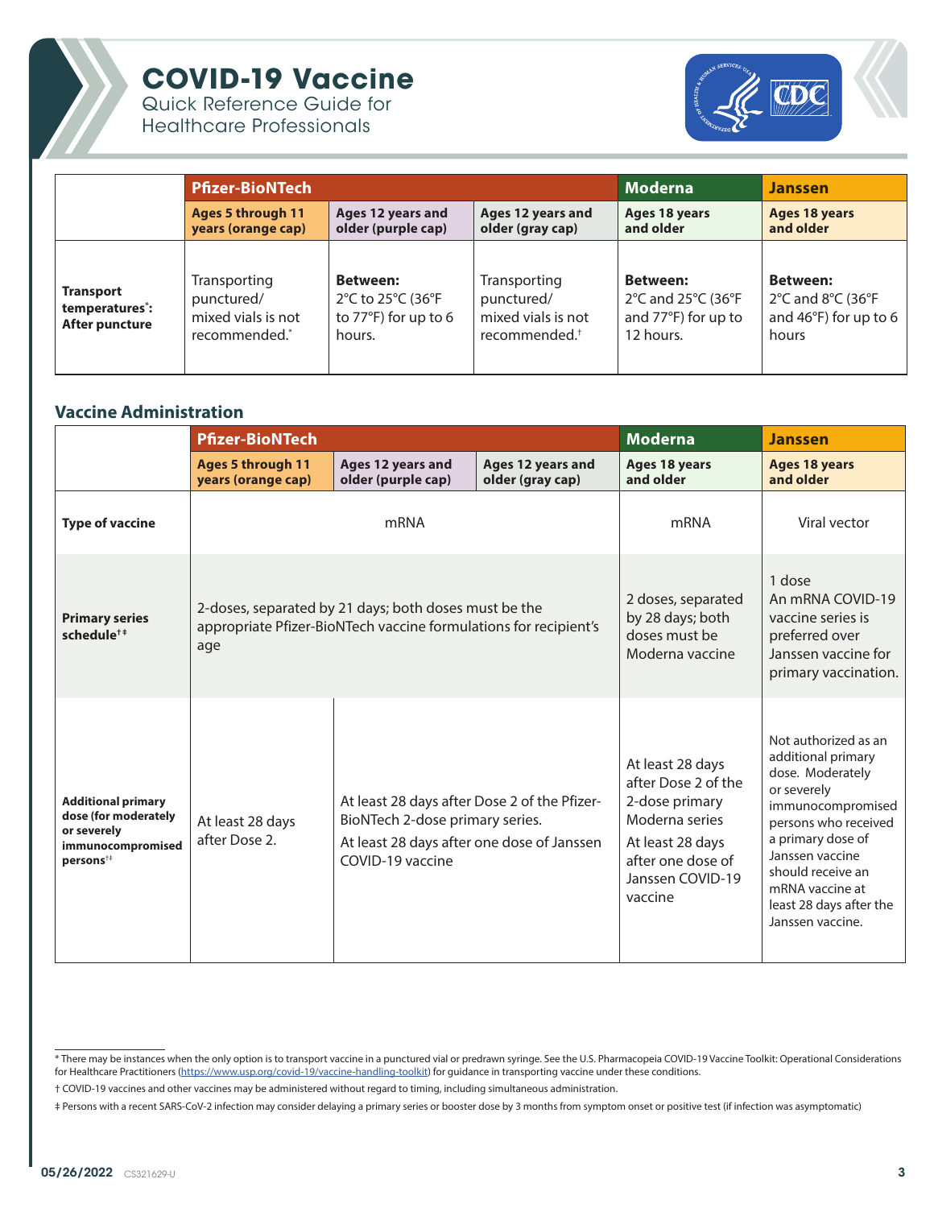# COVID-19 Vaccine

Quick Reference Guide for Healthcare Professionals

| | Pfizer-BioNTech | | | Moderna | Janssen |
|---|---|---|---|---|---|
| | Ages 5 through 11 years (orange cap) | Ages 12 years and older (purple cap) | Ages 12 years and older (gray cap) | Ages 18 years and older | Ages 18 years and older |
| **Transport temperatures*: After puncture** | Transporting punctured/ mixed vials is not recommended.* | **Between:** 2°C to 25°C (36°F to 77°F) for up to 6 hours. | Transporting punctured/ mixed vials is not recommended.† | **Between:** 2°C and 25°C (36°F and 77°F) for up to 12 hours. | **Between:** 2°C and 8°C (36°F and 46°F) for up to 6 hours |

## Vaccine Administration

| | Pfizer-BioNTech | | | Moderna | Janssen |
|---|---|---|---|---|---|
| | Ages 5 through 11 years (orange cap) | Ages 12 years and older (purple cap) | Ages 12 years and older (gray cap) | Ages 18 years and older | Ages 18 years and older |
| **Type of vaccine** | mRNA | | | mRNA | Viral vector |
| **Primary series schedule†‡** | 2-doses, separated by 21 days; both doses must be the appropriate Pfizer-BioNTech vaccine formulations for recipient's age | | | 2 doses, separated by 28 days; both doses must be Moderna vaccine | 1 dose An mRNA COVID-19 vaccine series is preferred over Janssen vaccine for primary vaccination. |
| **Additional primary dose (for moderately or severely immunocompromised persons†‡** | At least 28 days after Dose 2. | At least 28 days after Dose 2 of the Pfizer-BioNTech 2-dose primary series. At least 28 days after one dose of Janssen COVID-19 vaccine | | At least 28 days after Dose 2 of the 2-dose primary Moderna series At least 28 days after one dose of Janssen COVID-19 vaccine | Not authorized as an additional primary dose. Moderately or severely immunocompromised persons who received a primary dose of Janssen vaccine should receive an mRNA vaccine at least 28 days after the Janssen vaccine. |

\* There may be instances when the only option is to transport vaccine in a punctured vial or predrawn syringe. See the U.S. Pharmacopeia COVID-19 Vaccine Toolkit: Operational Considerations for Healthcare Practitioners (https://www.usp.org/covid-19/vaccine-handling-toolkit) for guidance in transporting vaccine under these conditions.

† COVID-19 vaccines and other vaccines may be administered without regard to timing, including simultaneous administration.

‡ Persons with a recent SARS-CoV-2 infection may consider delaying a primary series or booster dose by 3 months from symptom onset or positive test (if infection was asymptomatic)

05/26/2022 CS321629-U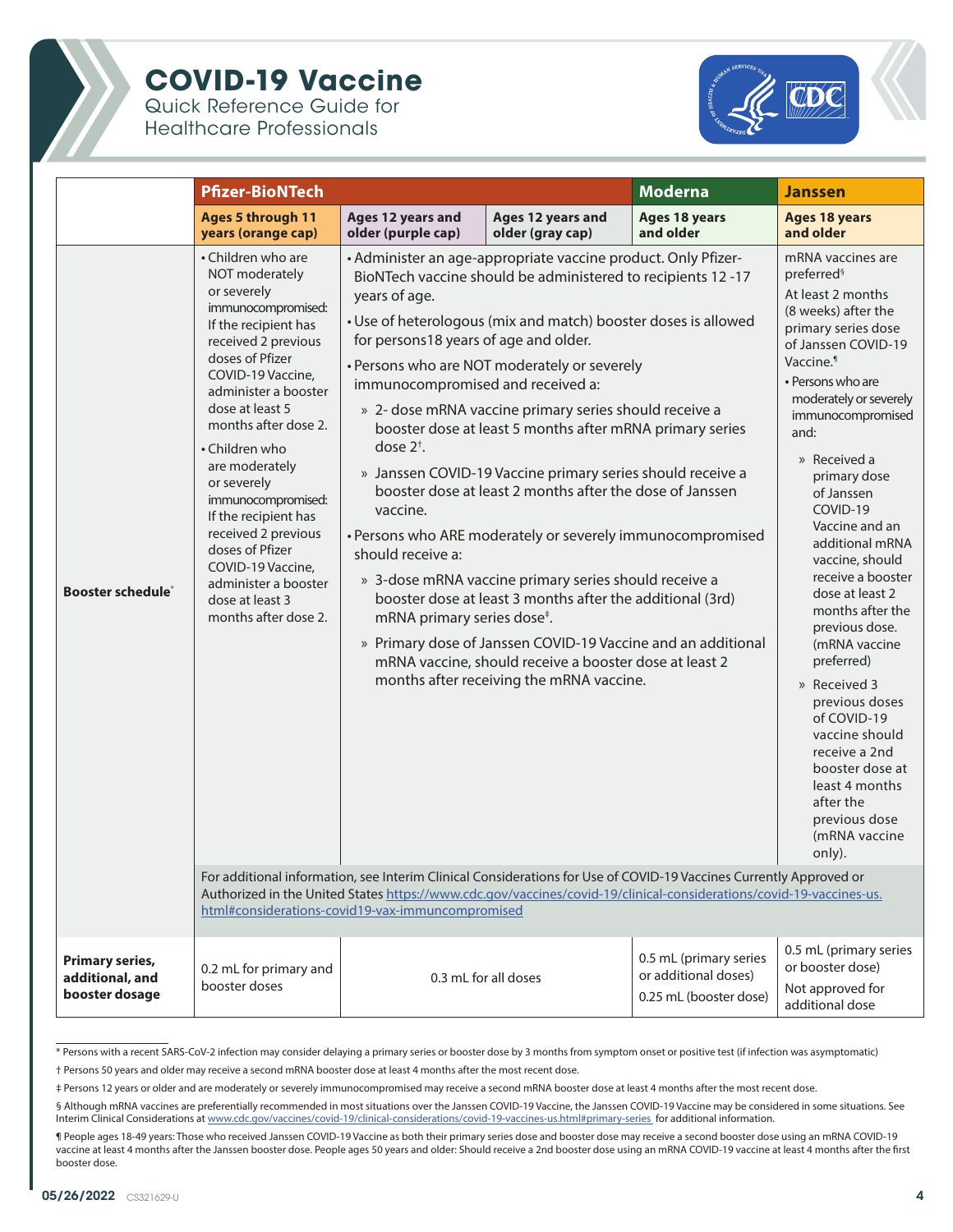# COVID-19 Vaccine

Quick Reference Guide for Healthcare Professionals

| | Pfizer-BioNTech | | | Moderna | Janssen |
|---|---|---|---|---|---|
| | **Ages 5 through 11 years (orange cap)** | **Ages 12 years and older (purple cap)** | **Ages 12 years and older (gray cap)** | **Ages 18 years and older** | **Ages 18 years and older** |
| **Booster schedule*** | • Children who are NOT moderately or severely immunocompromised: If the recipient has received 2 previous doses of Pfizer COVID-19 Vaccine, administer a booster dose at least 5 months after dose 2.<br>• Children who are moderately or severely immunocompromised: If the recipient has received 2 previous doses of Pfizer COVID-19 Vaccine, administer a booster dose at least 3 months after dose 2. | • Administer an age-appropriate vaccine product. Only Pfizer-BioNTech vaccine should be administered to recipients 12 -17 years of age.<br>• Use of heterologous (mix and match) booster doses is allowed for persons18 years of age and older.<br>• Persons who are NOT moderately or severely immunocompromised and received a:<br>» 2- dose mRNA vaccine primary series should receive a booster dose at least 5 months after mRNA primary series dose 2†.<br>» Janssen COVID-19 Vaccine primary series should receive a booster dose at least 2 months after the dose of Janssen vaccine.<br>• Persons who ARE moderately or severely immunocompromised should receive a:<br>» 3-dose mRNA vaccine primary series should receive a booster dose at least 3 months after the additional (3rd) mRNA primary series dose‡.<br>» Primary dose of Janssen COVID-19 Vaccine and an additional mRNA vaccine, should receive a booster dose at least 2 months after receiving the mRNA vaccine. | | | mRNA vaccines are preferred§<br>At least 2 months (8 weeks) after the primary series dose of Janssen COVID-19 Vaccine.¶<br>• Persons who are moderately or severely immunocompromised and:<br>» Received a primary dose of Janssen COVID-19 Vaccine and an additional mRNA vaccine, should receive a booster dose at least 2 months after the previous dose. (mRNA vaccine preferred)<br>» Received 3 previous doses of COVID-19 vaccine should receive a 2nd booster dose at least 4 months after the previous dose (mRNA vaccine only). |
| | For additional information, see Interim Clinical Considerations for Use of COVID-19 Vaccines Currently Approved or Authorized in the United States https://www.cdc.gov/vaccines/covid-19/clinical-considerations/covid-19-vaccines-us.html#considerations-covid19-vax-immuncompromised | | | | |
| **Primary series, additional, and booster dosage** | 0.2 mL for primary and booster doses | 0.3 mL for all doses | | 0.5 mL (primary series or additional doses)<br>0.25 mL (booster dose) | 0.5 mL (primary series or booster dose)<br>Not approved for additional dose |

* Persons with a recent SARS-CoV-2 infection may consider delaying a primary series or booster dose by 3 months from symptom onset or positive test (if infection was asymptomatic)

† Persons 50 years and older may receive a second mRNA booster dose at least 4 months after the most recent dose.

‡ Persons 12 years or older and are moderately or severely immunocompromised may receive a second mRNA booster dose at least 4 months after the most recent dose.

§ Although mRNA vaccines are preferentially recommended in most situations over the Janssen COVID-19 Vaccine, the Janssen COVID-19 Vaccine may be considered in some situations. See Interim Clinical Considerations at www.cdc.gov/vaccines/covid-19/clinical-considerations/covid-19-vaccines-us.html#primary-series for additional information.

¶ People ages 18-49 years: Those who received Janssen COVID-19 Vaccine as both their primary series dose and booster dose may receive a second booster dose using an mRNA COVID-19 vaccine at least 4 months after the Janssen booster dose. People ages 50 years and older: Should receive a 2nd booster dose using an mRNA COVID-19 vaccine at least 4 months after the first booster dose.

05/26/2022 CS321629-U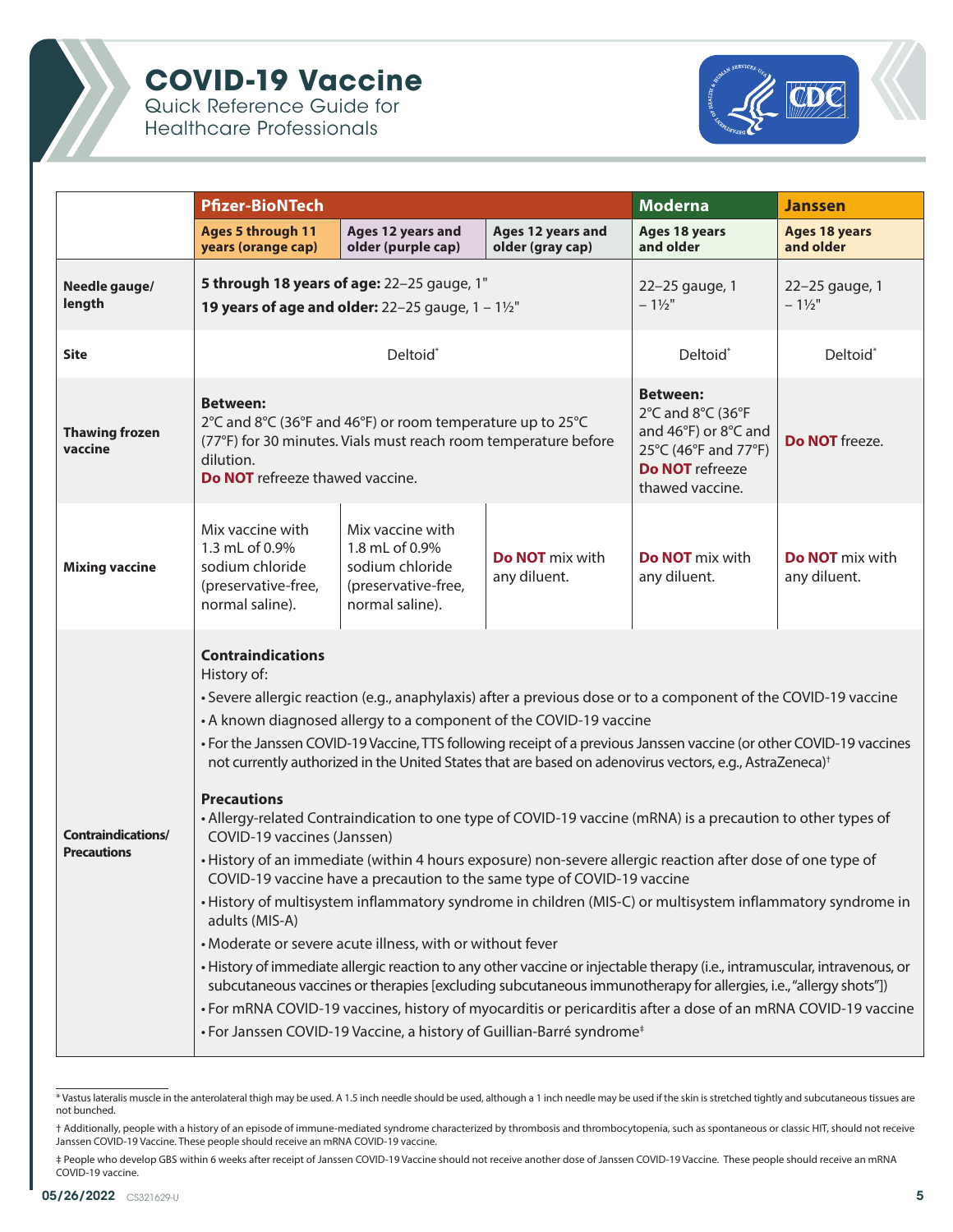# COVID-19 Vaccine

Quick Reference Guide for Healthcare Professionals

| | Pfizer-BioNTech | | | Moderna | Janssen |
|---|---|---|---|---|---|
| | Ages 5 through 11 years (orange cap) | Ages 12 years and older (purple cap) | Ages 12 years and older (gray cap) | Ages 18 years and older | Ages 18 years and older |
| **Needle gauge/ length** | **5 through 18 years of age:** 22–25 gauge, 1" **19 years of age and older:** 22–25 gauge, 1 – 1½" | | | 22–25 gauge, 1 – 1½" | 22–25 gauge, 1 – 1½" |
| **Site** | Deltoid* | | | Deltoid* | Deltoid* |
| **Thawing frozen vaccine** | **Between:** 2°C and 8°C (36°F and 46°F) or room temperature up to 25°C (77°F) for 30 minutes. Vials must reach room temperature before dilution. **Do NOT** refreeze thawed vaccine. | | | **Between:** 2°C and 8°C (36°F and 46°F) or 8°C and 25°C (46°F and 77°F) **Do NOT** refreeze thawed vaccine. | **Do NOT** freeze. |
| **Mixing vaccine** | Mix vaccine with 1.3 mL of 0.9% sodium chloride (preservative-free, normal saline). | Mix vaccine with 1.8 mL of 0.9% sodium chloride (preservative-free, normal saline). | **Do NOT** mix with any diluent. | **Do NOT** mix with any diluent. | **Do NOT** mix with any diluent. |
| **Contraindications/ Precautions** | **Contraindications** History of: • Severe allergic reaction (e.g., anaphylaxis) after a previous dose or to a component of the COVID-19 vaccine • A known diagnosed allergy to a component of the COVID-19 vaccine • For the Janssen COVID-19 Vaccine, TTS following receipt of a previous Janssen vaccine (or other COVID-19 vaccines not currently authorized in the United States that are based on adenovirus vectors, e.g., AstraZeneca)† **Precautions** • Allergy-related Contraindication to one type of COVID-19 vaccine (mRNA) is a precaution to other types of COVID-19 vaccines (Janssen) • History of an immediate (within 4 hours exposure) non-severe allergic reaction after dose of one type of COVID-19 vaccine have a precaution to the same type of COVID-19 vaccine • History of multisystem inflammatory syndrome in children (MIS-C) or multisystem inflammatory syndrome in adults (MIS-A) • Moderate or severe acute illness, with or without fever • History of immediate allergic reaction to any other vaccine or injectable therapy (i.e., intramuscular, intravenous, or subcutaneous vaccines or therapies [excluding subcutaneous immunotherapy for allergies, i.e., "allergy shots"]) • For mRNA COVID-19 vaccines, history of myocarditis or pericarditis after a dose of an mRNA COVID-19 vaccine • For Janssen COVID-19 Vaccine, a history of Guillian-Barré syndrome‡ | | | | |

\* Vastus lateralis muscle in the anterolateral thigh may be used. A 1.5 inch needle should be used, although a 1 inch needle may be used if the skin is stretched tightly and subcutaneous tissues are not bunched.

† Additionally, people with a history of an episode of immune-mediated syndrome characterized by thrombosis and thrombocytopenia, such as spontaneous or classic HIT, should not receive Janssen COVID-19 Vaccine. These people should receive an mRNA COVID-19 vaccine.

‡ People who develop GBS within 6 weeks after receipt of Janssen COVID-19 Vaccine should not receive another dose of Janssen COVID-19 Vaccine. These people should receive an mRNA COVID-19 vaccine.

05/26/2022 CS321629-U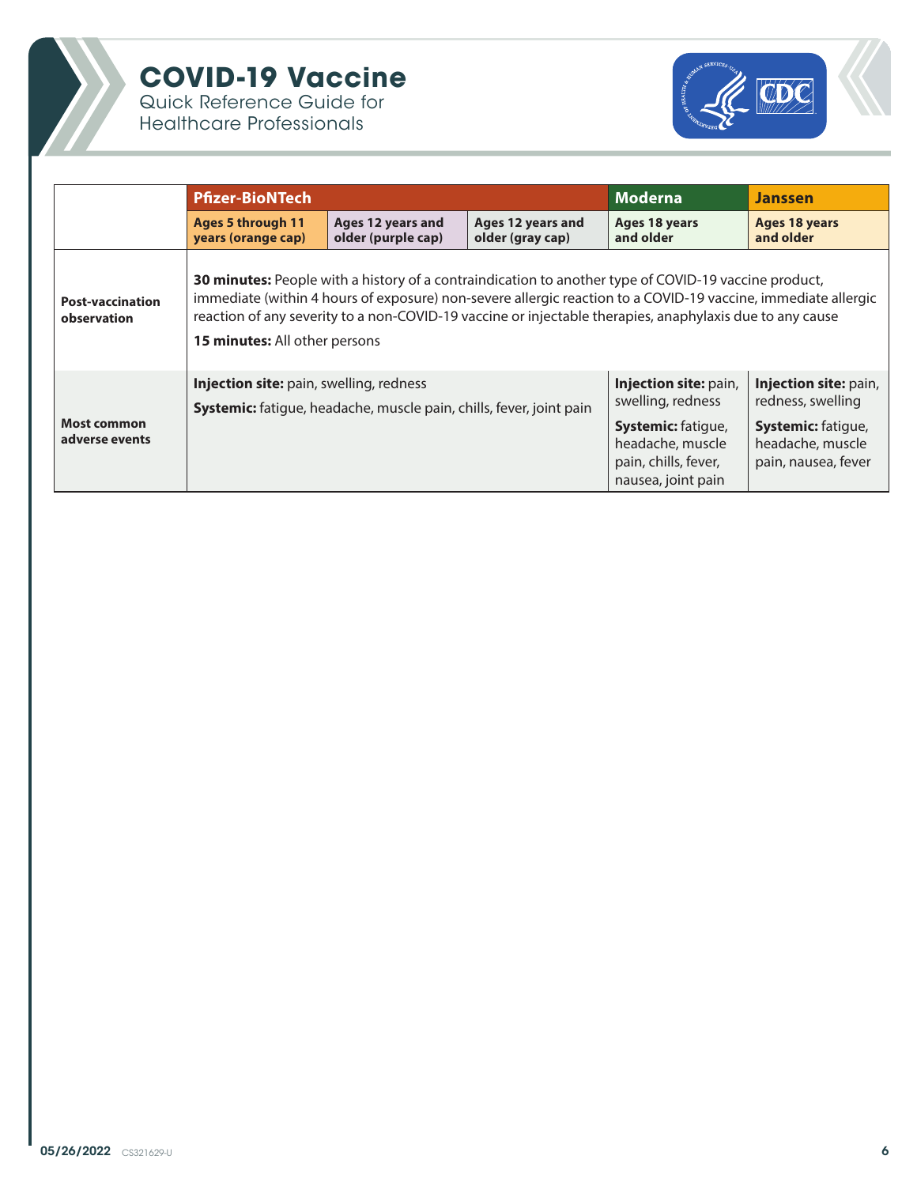# COVID-19 Vaccine

Quick Reference Guide for Healthcare Professionals

| | Pfizer-BioNTech | | | Moderna | Janssen |
|---|---|---|---|---|---|
| | **Ages 5 through 11 years (orange cap)** | **Ages 12 years and older (purple cap)** | **Ages 12 years and older (gray cap)** | **Ages 18 years and older** | **Ages 18 years and older** |
| **Post-vaccination observation** | **30 minutes:** People with a history of a contraindication to another type of COVID-19 vaccine product, immediate (within 4 hours of exposure) non-severe allergic reaction to a COVID-19 vaccine, immediate allergic reaction of any severity to a non-COVID-19 vaccine or injectable therapies, anaphylaxis due to any cause<br>**15 minutes:** All other persons | | | | |
| **Most common adverse events** | **Injection site:** pain, swelling, redness<br>**Systemic:** fatigue, headache, muscle pain, chills, fever, joint pain | | | **Injection site:** pain, swelling, redness<br>**Systemic:** fatigue, headache, muscle pain, chills, fever, nausea, joint pain | **Injection site:** pain, redness, swelling<br>**Systemic:** fatigue, headache, muscle pain, nausea, fever |

**05/26/2022** CS321629-U